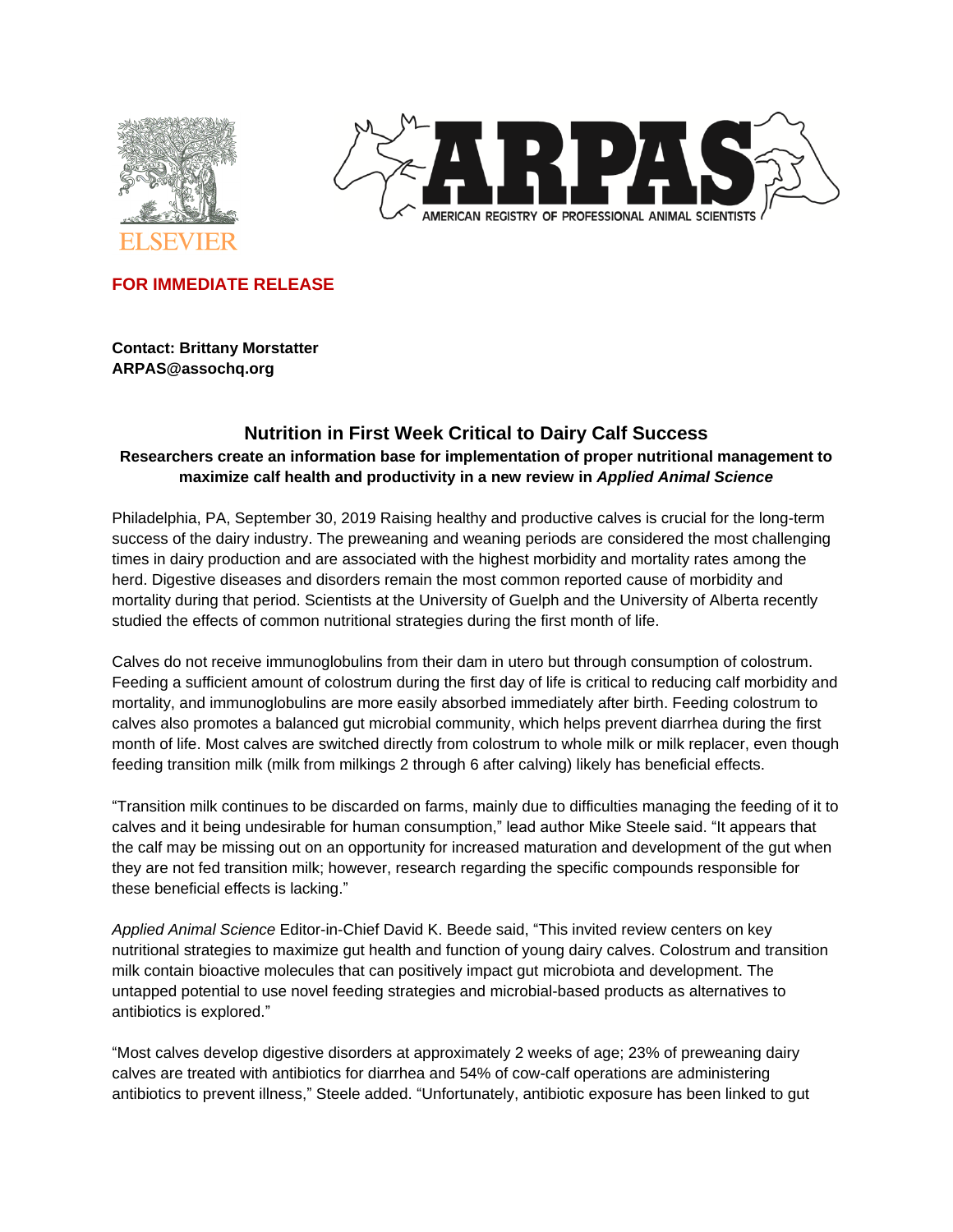ELSEVIER

AMERICAN REGISTRY OF PROFESSIONAL ANIMAL SCIENTISTS

**FOR IMMEDIATE RELEASE**

**Contact: Brittany Morstatter**
**ARPAS@assochq.org**

## Nutrition in First Week Critical to Dairy Calf Success

**Researchers create an information base for implementation of proper nutritional management to maximize calf health and productivity in a new review in *Applied Animal Science***

Philadelphia, PA, September 30, 2019 Raising healthy and productive calves is crucial for the long-term success of the dairy industry. The preweaning and weaning periods are considered the most challenging times in dairy production and are associated with the highest morbidity and mortality rates among the herd. Digestive diseases and disorders remain the most common reported cause of morbidity and mortality during that period. Scientists at the University of Guelph and the University of Alberta recently studied the effects of common nutritional strategies during the first month of life.

Calves do not receive immunoglobulins from their dam in utero but through consumption of colostrum. Feeding a sufficient amount of colostrum during the first day of life is critical to reducing calf morbidity and mortality, and immunoglobulins are more easily absorbed immediately after birth. Feeding colostrum to calves also promotes a balanced gut microbial community, which helps prevent diarrhea during the first month of life. Most calves are switched directly from colostrum to whole milk or milk replacer, even though feeding transition milk (milk from milkings 2 through 6 after calving) likely has beneficial effects.

"Transition milk continues to be discarded on farms, mainly due to difficulties managing the feeding of it to calves and it being undesirable for human consumption," lead author Mike Steele said. "It appears that the calf may be missing out on an opportunity for increased maturation and development of the gut when they are not fed transition milk; however, research regarding the specific compounds responsible for these beneficial effects is lacking."

*Applied Animal Science* Editor-in-Chief David K. Beede said, "This invited review centers on key nutritional strategies to maximize gut health and function of young dairy calves. Colostrum and transition milk contain bioactive molecules that can positively impact gut microbiota and development. The untapped potential to use novel feeding strategies and microbial-based products as alternatives to antibiotics is explored."

"Most calves develop digestive disorders at approximately 2 weeks of age; 23% of preweaning dairy calves are treated with antibiotics for diarrhea and 54% of cow-calf operations are administering antibiotics to prevent illness," Steele added. "Unfortunately, antibiotic exposure has been linked to gut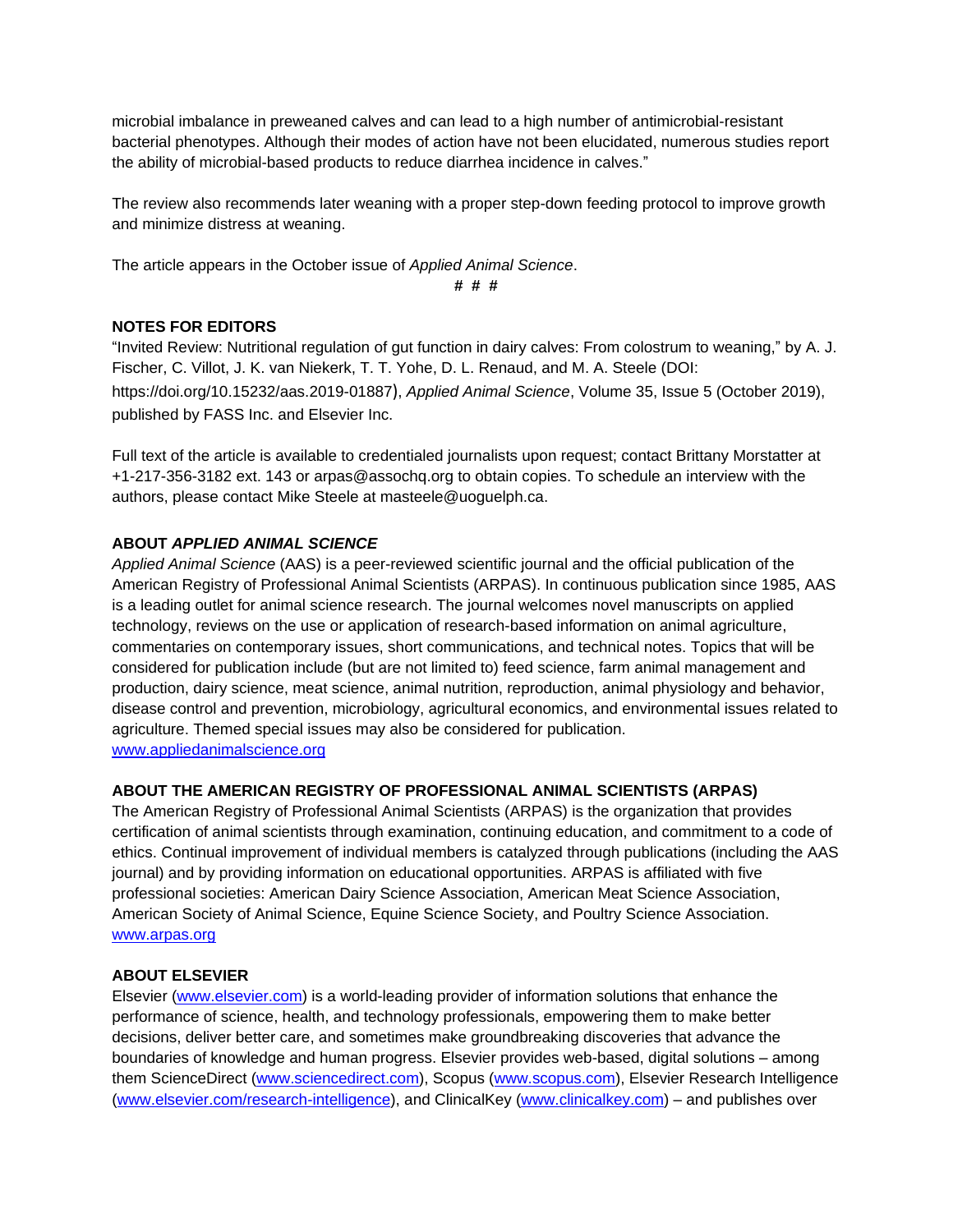microbial imbalance in preweaned calves and can lead to a high number of antimicrobial-resistant bacterial phenotypes. Although their modes of action have not been elucidated, numerous studies report the ability of microbial-based products to reduce diarrhea incidence in calves."

The review also recommends later weaning with a proper step-down feeding protocol to improve growth and minimize distress at weaning.

The article appears in the October issue of *Applied Animal Science*.

# # #

**NOTES FOR EDITORS**

"Invited Review: Nutritional regulation of gut function in dairy calves: From colostrum to weaning," by A. J. Fischer, C. Villot, J. K. van Niekerk, T. T. Yohe, D. L. Renaud, and M. A. Steele (DOI: https://doi.org/10.15232/aas.2019-01887), *Applied Animal Science*, Volume 35, Issue 5 (October 2019), published by FASS Inc. and Elsevier Inc.

Full text of the article is available to credentialed journalists upon request; contact Brittany Morstatter at +1-217-356-3182 ext. 143 or arpas@assochq.org to obtain copies. To schedule an interview with the authors, please contact Mike Steele at masteele@uoguelph.ca.

**ABOUT *APPLIED ANIMAL SCIENCE***

*Applied Animal Science* (AAS) is a peer-reviewed scientific journal and the official publication of the American Registry of Professional Animal Scientists (ARPAS). In continuous publication since 1985, AAS is a leading outlet for animal science research. The journal welcomes novel manuscripts on applied technology, reviews on the use or application of research-based information on animal agriculture, commentaries on contemporary issues, short communications, and technical notes. Topics that will be considered for publication include (but are not limited to) feed science, farm animal management and production, dairy science, meat science, animal nutrition, reproduction, animal physiology and behavior, disease control and prevention, microbiology, agricultural economics, and environmental issues related to agriculture. Themed special issues may also be considered for publication.
[www.appliedanimalscience.org](www.appliedanimalscience.org)

**ABOUT THE AMERICAN REGISTRY OF PROFESSIONAL ANIMAL SCIENTISTS (ARPAS)**

The American Registry of Professional Animal Scientists (ARPAS) is the organization that provides certification of animal scientists through examination, continuing education, and commitment to a code of ethics. Continual improvement of individual members is catalyzed through publications (including the AAS journal) and by providing information on educational opportunities. ARPAS is affiliated with five professional societies: American Dairy Science Association, American Meat Science Association, American Society of Animal Science, Equine Science Society, and Poultry Science Association.
[www.arpas.org](www.arpas.org)

**ABOUT ELSEVIER**

Elsevier ([www.elsevier.com](www.elsevier.com)) is a world-leading provider of information solutions that enhance the performance of science, health, and technology professionals, empowering them to make better decisions, deliver better care, and sometimes make groundbreaking discoveries that advance the boundaries of knowledge and human progress. Elsevier provides web-based, digital solutions – among them ScienceDirect ([www.sciencedirect.com](www.sciencedirect.com)), Scopus ([www.scopus.com](www.scopus.com)), Elsevier Research Intelligence ([www.elsevier.com/research-intelligence](www.elsevier.com/research-intelligence)), and ClinicalKey ([www.clinicalkey.com](www.clinicalkey.com)) – and publishes over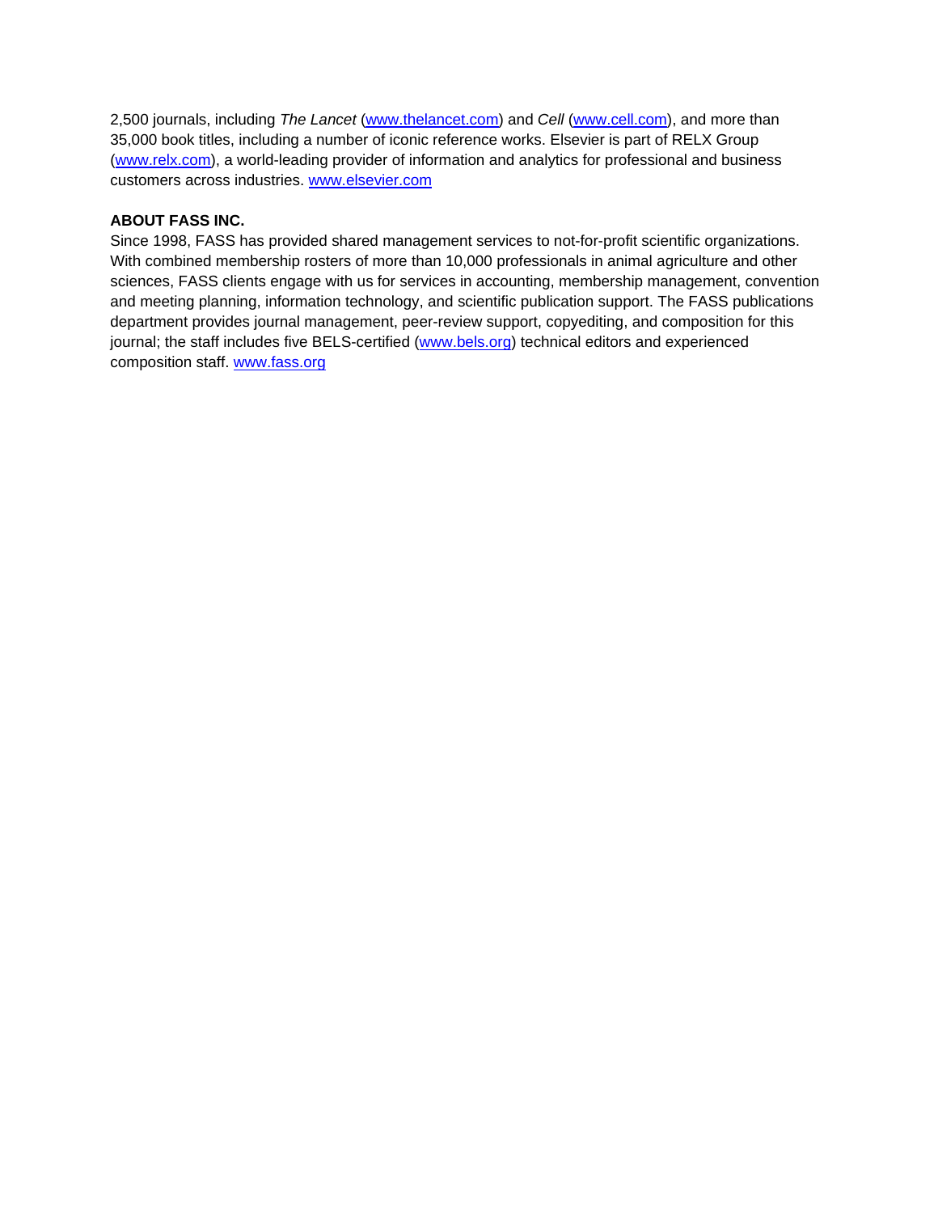2,500 journals, including *The Lancet* (www.thelancet.com) and *Cell* (www.cell.com), and more than 35,000 book titles, including a number of iconic reference works. Elsevier is part of RELX Group (www.relx.com), a world-leading provider of information and analytics for professional and business customers across industries. www.elsevier.com

**ABOUT FASS INC.**

Since 1998, FASS has provided shared management services to not-for-profit scientific organizations. With combined membership rosters of more than 10,000 professionals in animal agriculture and other sciences, FASS clients engage with us for services in accounting, membership management, convention and meeting planning, information technology, and scientific publication support. The FASS publications department provides journal management, peer-review support, copyediting, and composition for this journal; the staff includes five BELS-certified (www.bels.org) technical editors and experienced composition staff. www.fass.org